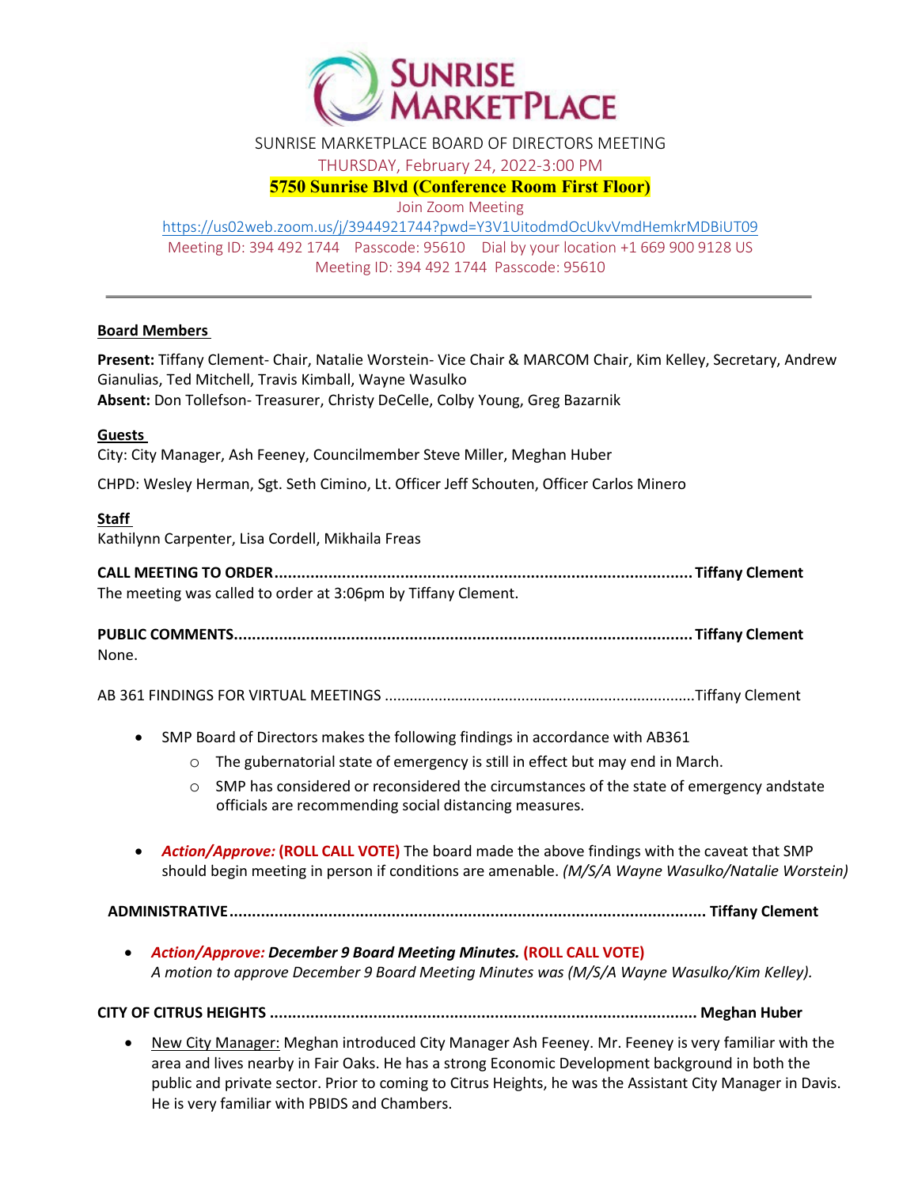SUNRISE MARKETPLACE BOARD OF DIRECTORS MEETING

THURSDAY, February 24, 2022-3:00 PM

**5750 Sunrise Blvd (Conference Room First Floor)**

Join Zoom Meeting

https://us02web.zoom.us/j/3944921744?pwd=Y3V1UitodmdOcUkvVmdHemkrMDBiUT09

Meeting ID: 394 492 1744 Passcode: 95610 Dial by your location +1 669 900 9128 US

Meeting ID: 394 492 1744 Passcode: 95610

---

**Board Members**

**Present:** Tiffany Clement- Chair, Natalie Worstein- Vice Chair & MARCOM Chair, Kim Kelley, Secretary, Andrew Gianulias, Ted Mitchell, Travis Kimball, Wayne Wasulko
**Absent:** Don Tollefson- Treasurer, Christy DeCelle, Colby Young, Greg Bazarnik

**Guests**

City: City Manager, Ash Feeney, Councilmember Steve Miller, Meghan Huber

CHPD: Wesley Herman, Sgt. Seth Cimino, Lt. Officer Jeff Schouten, Officer Carlos Minero

**Staff**

Kathilynn Carpenter, Lisa Cordell, Mikhaila Freas

**CALL MEETING TO ORDER............................................................................................. Tiffany Clement**

The meeting was called to order at 3:06pm by Tiffany Clement.

**PUBLIC COMMENTS..................................................................................................... Tiffany Clement**

None.

AB 361 FINDINGS FOR VIRTUAL MEETINGS ..........................................................................Tiffany Clement

- SMP Board of Directors makes the following findings in accordance with AB361
  - The gubernatorial state of emergency is still in effect but may end in March.
  - SMP has considered or reconsidered the circumstances of the state of emergency andstate officials are recommending social distancing measures.

- ***Action/Approve:*** **(ROLL CALL VOTE)** The board made the above findings with the caveat that SMP should begin meeting in person if conditions are amenable. *(M/S/A Wayne Wasulko/Natalie Worstein)*

**ADMINISTRATIVE......................................................................................................... Tiffany Clement**

- ***Action/Approve: December 9 Board Meeting Minutes.*** **(ROLL CALL VOTE)**
  *A motion to approve December 9 Board Meeting Minutes was (M/S/A Wayne Wasulko/Kim Kelley).*

**CITY OF CITRUS HEIGHTS .............................................................................................. Meghan Huber**

- New City Manager: Meghan introduced City Manager Ash Feeney. Mr. Feeney is very familiar with the area and lives nearby in Fair Oaks. He has a strong Economic Development background in both the public and private sector. Prior to coming to Citrus Heights, he was the Assistant City Manager in Davis. He is very familiar with PBIDS and Chambers.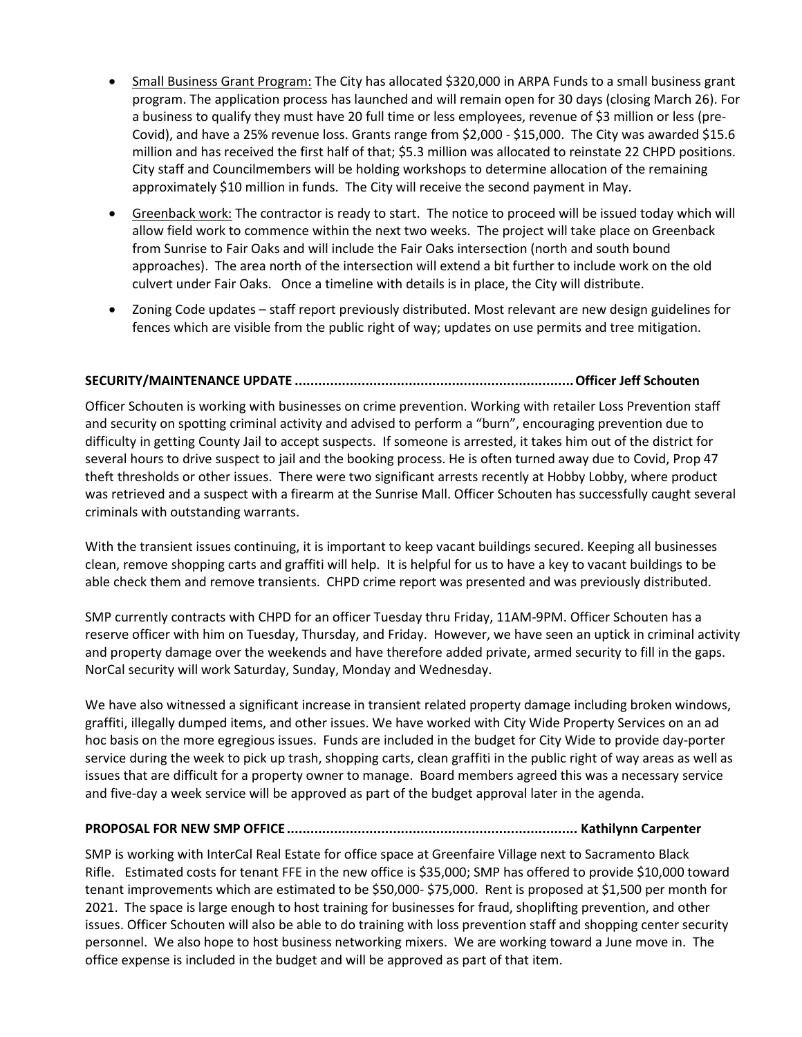- Small Business Grant Program: The City has allocated $320,000 in ARPA Funds to a small business grant program. The application process has launched and will remain open for 30 days (closing March 26). For a business to qualify they must have 20 full time or less employees, revenue of $3 million or less (pre-Covid), and have a 25% revenue loss. Grants range from $2,000 - $15,000. The City was awarded $15.6 million and has received the first half of that; $5.3 million was allocated to reinstate 22 CHPD positions. City staff and Councilmembers will be holding workshops to determine allocation of the remaining approximately $10 million in funds. The City will receive the second payment in May.
- Greenback work: The contractor is ready to start. The notice to proceed will be issued today which will allow field work to commence within the next two weeks. The project will take place on Greenback from Sunrise to Fair Oaks and will include the Fair Oaks intersection (north and south bound approaches). The area north of the intersection will extend a bit further to include work on the old culvert under Fair Oaks. Once a timeline with details is in place, the City will distribute.
- Zoning Code updates – staff report previously distributed. Most relevant are new design guidelines for fences which are visible from the public right of way; updates on use permits and tree mitigation.

**SECURITY/MAINTENANCE UPDATE ....................................................................... Officer Jeff Schouten**

Officer Schouten is working with businesses on crime prevention. Working with retailer Loss Prevention staff and security on spotting criminal activity and advised to perform a "burn", encouraging prevention due to difficulty in getting County Jail to accept suspects. If someone is arrested, it takes him out of the district for several hours to drive suspect to jail and the booking process. He is often turned away due to Covid, Prop 47 theft thresholds or other issues. There were two significant arrests recently at Hobby Lobby, where product was retrieved and a suspect with a firearm at the Sunrise Mall. Officer Schouten has successfully caught several criminals with outstanding warrants.

With the transient issues continuing, it is important to keep vacant buildings secured. Keeping all businesses clean, remove shopping carts and graffiti will help. It is helpful for us to have a key to vacant buildings to be able check them and remove transients. CHPD crime report was presented and was previously distributed.

SMP currently contracts with CHPD for an officer Tuesday thru Friday, 11AM-9PM. Officer Schouten has a reserve officer with him on Tuesday, Thursday, and Friday. However, we have seen an uptick in criminal activity and property damage over the weekends and have therefore added private, armed security to fill in the gaps. NorCal security will work Saturday, Sunday, Monday and Wednesday.

We have also witnessed a significant increase in transient related property damage including broken windows, graffiti, illegally dumped items, and other issues. We have worked with City Wide Property Services on an ad hoc basis on the more egregious issues. Funds are included in the budget for City Wide to provide day-porter service during the week to pick up trash, shopping carts, clean graffiti in the public right of way areas as well as issues that are difficult for a property owner to manage. Board members agreed this was a necessary service and five-day a week service will be approved as part of the budget approval later in the agenda.

**PROPOSAL FOR NEW SMP OFFICE ......................................................................... Kathilynn Carpenter**

SMP is working with InterCal Real Estate for office space at Greenfaire Village next to Sacramento Black Rifle. Estimated costs for tenant FFE in the new office is $35,000; SMP has offered to provide $10,000 toward tenant improvements which are estimated to be $50,000- $75,000. Rent is proposed at $1,500 per month for 2021. The space is large enough to host training for businesses for fraud, shoplifting prevention, and other issues. Officer Schouten will also be able to do training with loss prevention staff and shopping center security personnel. We also hope to host business networking mixers. We are working toward a June move in. The office expense is included in the budget and will be approved as part of that item.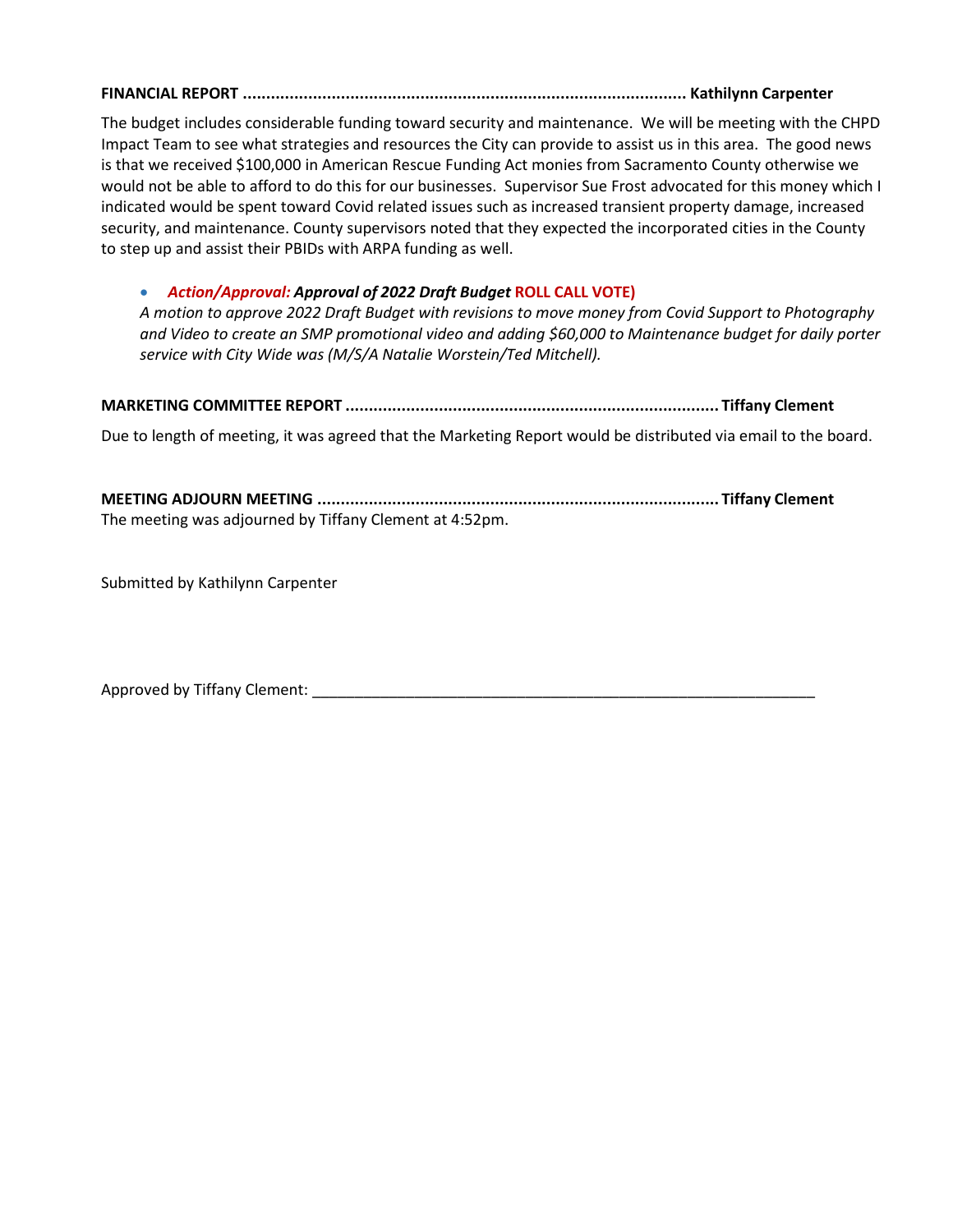**FINANCIAL REPORT ............................................................................................ Kathilynn Carpenter**

The budget includes considerable funding toward security and maintenance. We will be meeting with the CHPD Impact Team to see what strategies and resources the City can provide to assist us in this area. The good news is that we received $100,000 in American Rescue Funding Act monies from Sacramento County otherwise we would not be able to afford to do this for our businesses. Supervisor Sue Frost advocated for this money which I indicated would be spent toward Covid related issues such as increased transient property damage, increased security, and maintenance. County supervisors noted that they expected the incorporated cities in the County to step up and assist their PBIDs with ARPA funding as well.

- ***Action/Approval:* Approval of 2022 Draft Budget** **ROLL CALL VOTE)**
  *A motion to approve 2022 Draft Budget with revisions to move money from Covid Support to Photography and Video to create an SMP promotional video and adding $60,000 to Maintenance budget for daily porter service with City Wide was (M/S/A Natalie Worstein/Ted Mitchell).*

**MARKETING COMMITTEE REPORT ................................................................................ Tiffany Clement**

Due to length of meeting, it was agreed that the Marketing Report would be distributed via email to the board.

**MEETING ADJOURN MEETING ..................................................................................... Tiffany Clement**

The meeting was adjourned by Tiffany Clement at 4:52pm.

Submitted by Kathilynn Carpenter

Approved by Tiffany Clement: ____________________________________________________________